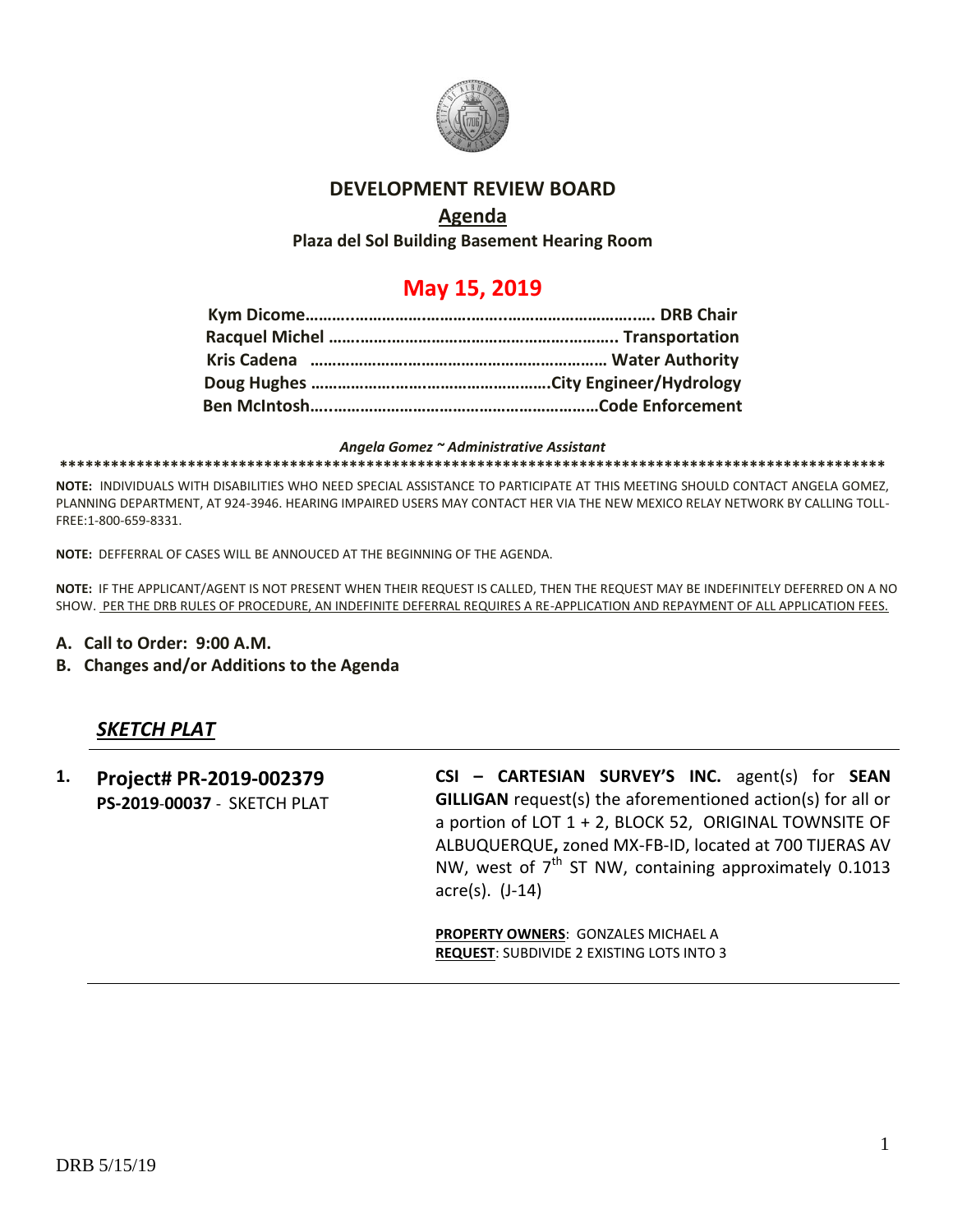# DEVELOPMENT REVIEW BOARD

## Agenda

**Plaza del Sol Building Basement Hearing Room**

## May 15, 2019

**Kym Dicome……………………………………………………………. DRB Chair**
**Racquel Michel ………………………………………………….. Transportation**
**Kris Cadena …………………………………………………… Water Authority**
**Doug Hughes ……………………………………………City Engineer/Hydrology**
**Ben McIntosh……………………………………………………Code Enforcement**

***Angela Gomez ~ Administrative Assistant***

**************************************************************************************************

**NOTE:** INDIVIDUALS WITH DISABILITIES WHO NEED SPECIAL ASSISTANCE TO PARTICIPATE AT THIS MEETING SHOULD CONTACT ANGELA GOMEZ, PLANNING DEPARTMENT, AT 924-3946. HEARING IMPAIRED USERS MAY CONTACT HER VIA THE NEW MEXICO RELAY NETWORK BY CALLING TOLL-FREE:1-800-659-8331.

**NOTE:** DEFFERRAL OF CASES WILL BE ANNOUCED AT THE BEGINNING OF THE AGENDA.

**NOTE:** IF THE APPLICANT/AGENT IS NOT PRESENT WHEN THEIR REQUEST IS CALLED, THEN THE REQUEST MAY BE INDEFINITELY DEFERRED ON A NO SHOW. PER THE DRB RULES OF PROCEDURE, AN INDEFINITE DEFERRAL REQUIRES A RE-APPLICATION AND REPAYMENT OF ALL APPLICATION FEES.

**A. Call to Order: 9:00 A.M.**

**B. Changes and/or Additions to the Agenda**

## *SKETCH PLAT*

**1. Project# PR-2019-002379**
**PS-2019-00037** - SKETCH PLAT

**CSI – CARTESIAN SURVEY'S INC.** agent(s) for **SEAN GILLIGAN** request(s) the aforementioned action(s) for all or a portion of LOT 1 + 2, BLOCK 52, ORIGINAL TOWNSITE OF ALBUQUERQUE**,** zoned MX-FB-ID, located at 700 TIJERAS AV NW, west of 7th ST NW, containing approximately 0.1013 acre(s). (J-14)

**PROPERTY OWNERS**: GONZALES MICHAEL A
**REQUEST**: SUBDIVIDE 2 EXISTING LOTS INTO 3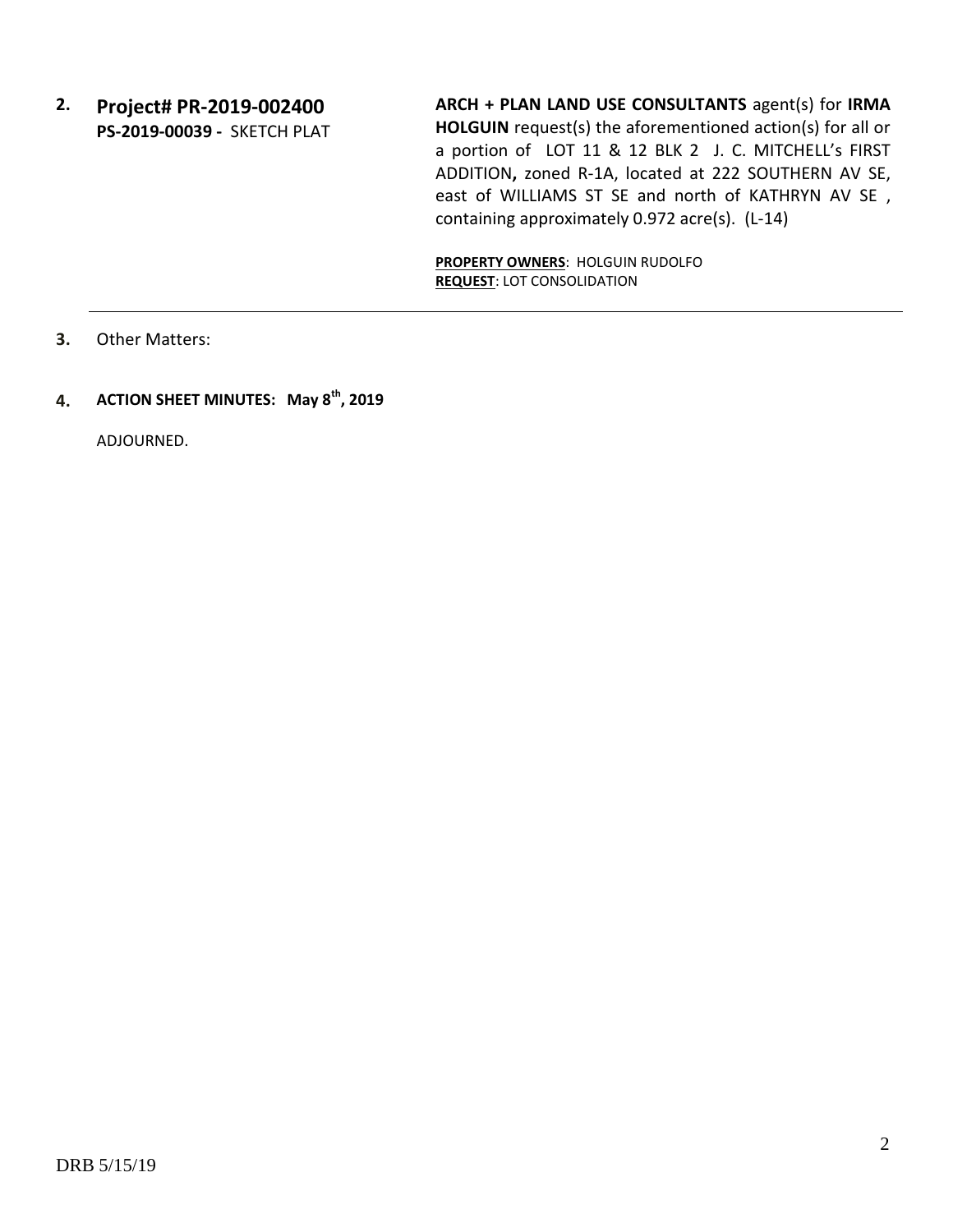**2. Project# PR-2019-002400**
**PS-2019-00039 -** SKETCH PLAT

**ARCH + PLAN LAND USE CONSULTANTS** agent(s) for **IRMA HOLGUIN** request(s) the aforementioned action(s) for all or a portion of LOT 11 & 12 BLK 2 J. C. MITCHELL's FIRST ADDITION**,** zoned R-1A, located at 222 SOUTHERN AV SE, east of WILLIAMS ST SE and north of KATHRYN AV SE , containing approximately 0.972 acre(s). (L-14)

**PROPERTY OWNERS**: HOLGUIN RUDOLFO
**REQUEST**: LOT CONSOLIDATION

---

**3.** Other Matters:

**4. ACTION SHEET MINUTES: May 8th, 2019**

ADJOURNED.

DRB 5/15/19